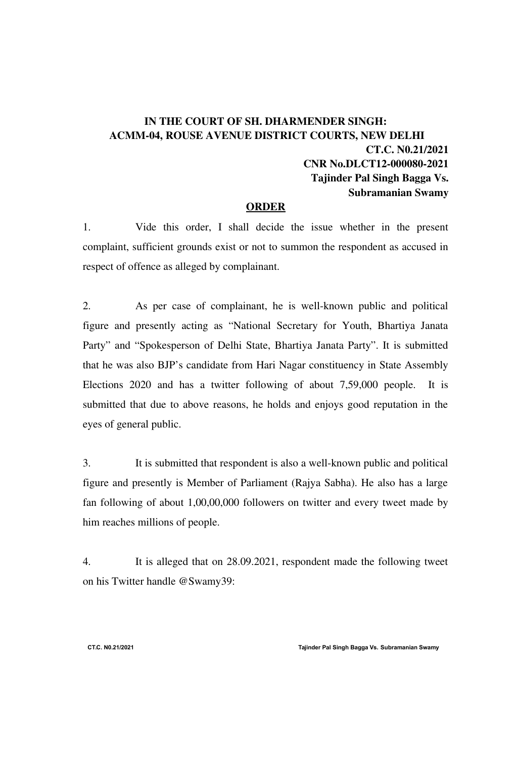**IN THE COURT OF SH. DHARMENDER SINGH:**
**ACMM-04, ROUSE AVENUE DISTRICT COURTS, NEW DELHI**

**CT.C. N0.21/2021**
**CNR No.DLCT12-000080-2021**
**Tajinder Pal Singh Bagga Vs.**
**Subramanian Swamy**

**ORDER**

1. Vide this order, I shall decide the issue whether in the present complaint, sufficient grounds exist or not to summon the respondent as accused in respect of offence as alleged by complainant.

2. As per case of complainant, he is well-known public and political figure and presently acting as "National Secretary for Youth, Bhartiya Janata Party" and "Spokesperson of Delhi State, Bhartiya Janata Party". It is submitted that he was also BJP's candidate from Hari Nagar constituency in State Assembly Elections 2020 and has a twitter following of about 7,59,000 people. It is submitted that due to above reasons, he holds and enjoys good reputation in the eyes of general public.

3. It is submitted that respondent is also a well-known public and political figure and presently is Member of Parliament (Rajya Sabha). He also has a large fan following of about 1,00,00,000 followers on twitter and every tweet made by him reaches millions of people.

4. It is alleged that on 28.09.2021, respondent made the following tweet on his Twitter handle @Swamy39: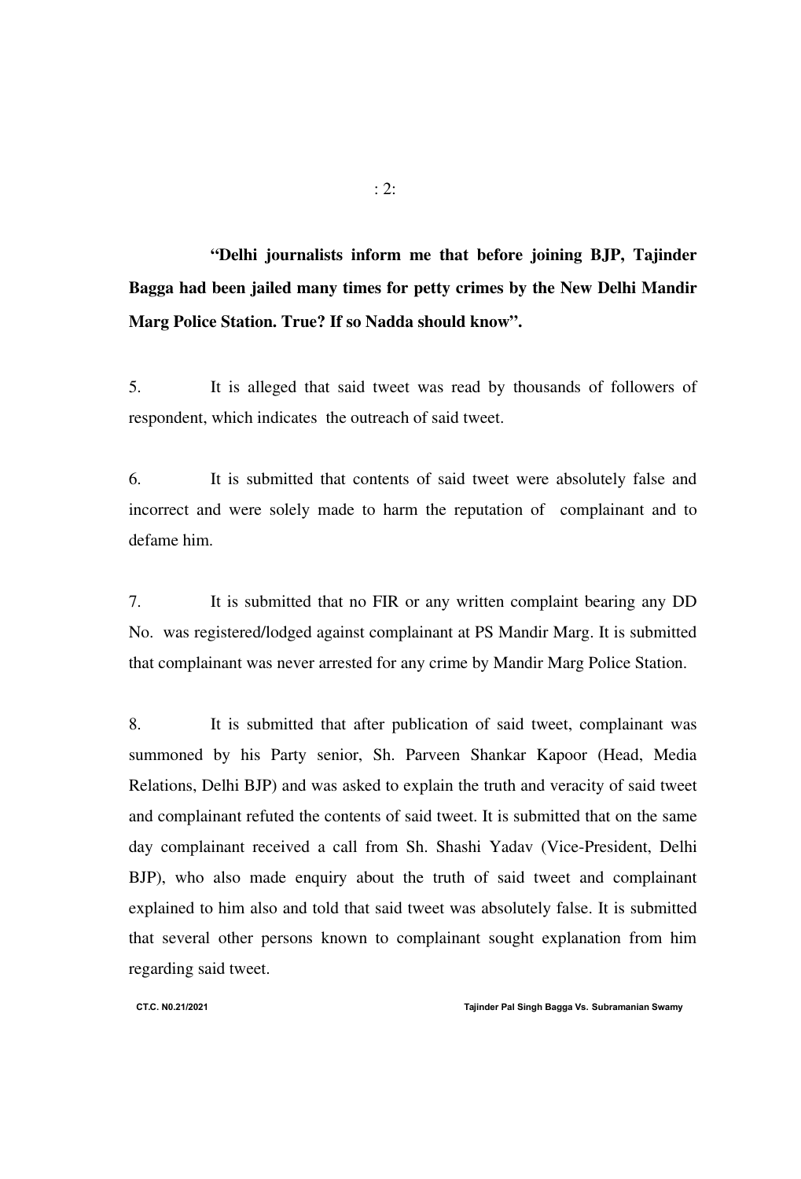**"Delhi journalists inform me that before joining BJP, Tajinder Bagga had been jailed many times for petty crimes by the New Delhi Mandir Marg Police Station. True? If so Nadda should know".**

5. It is alleged that said tweet was read by thousands of followers of respondent, which indicates the outreach of said tweet.

6. It is submitted that contents of said tweet were absolutely false and incorrect and were solely made to harm the reputation of complainant and to defame him.

7. It is submitted that no FIR or any written complaint bearing any DD No. was registered/lodged against complainant at PS Mandir Marg. It is submitted that complainant was never arrested for any crime by Mandir Marg Police Station.

8. It is submitted that after publication of said tweet, complainant was summoned by his Party senior, Sh. Parveen Shankar Kapoor (Head, Media Relations, Delhi BJP) and was asked to explain the truth and veracity of said tweet and complainant refuted the contents of said tweet. It is submitted that on the same day complainant received a call from Sh. Shashi Yadav (Vice-President, Delhi BJP), who also made enquiry about the truth of said tweet and complainant explained to him also and told that said tweet was absolutely false. It is submitted that several other persons known to complainant sought explanation from him regarding said tweet.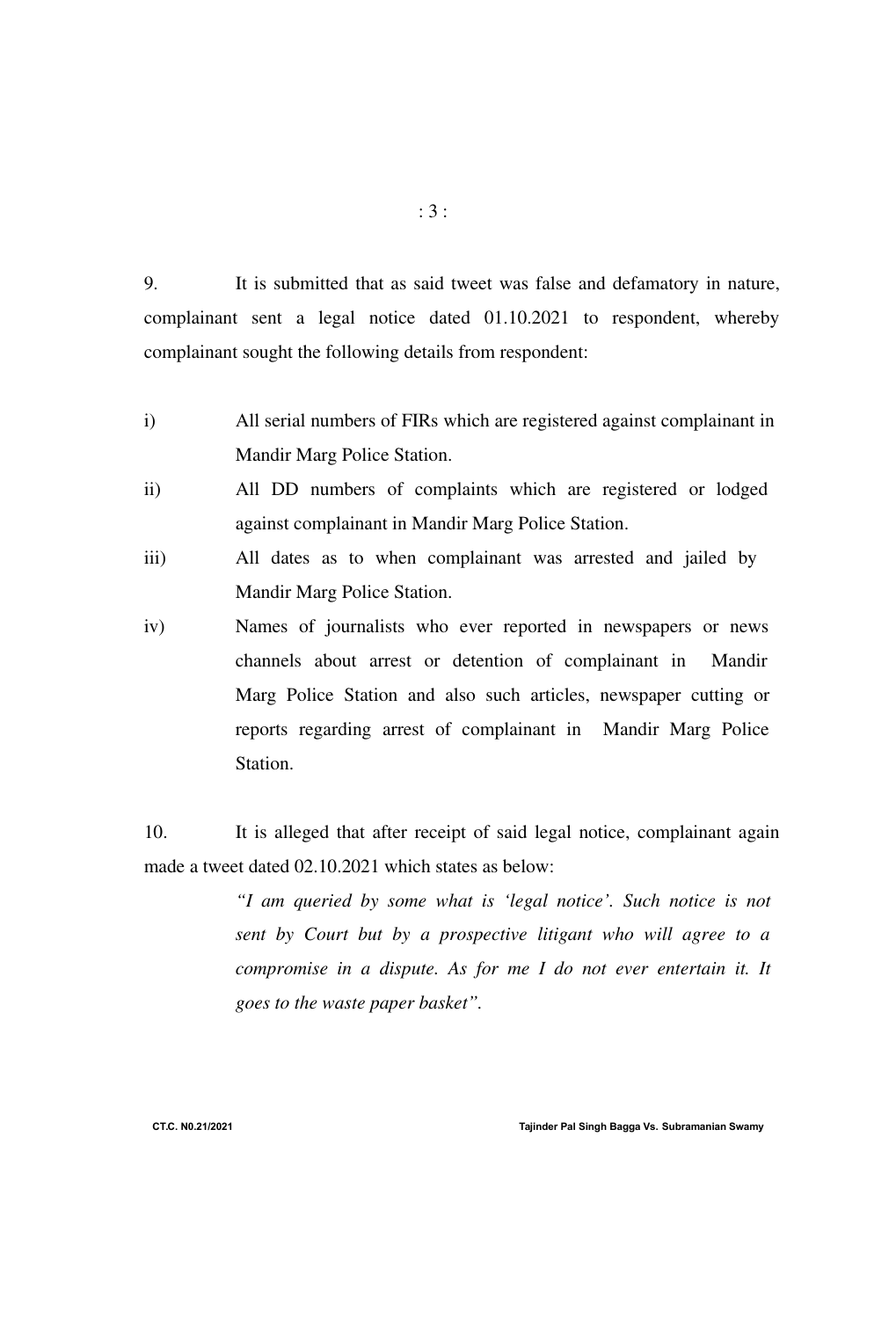9. It is submitted that as said tweet was false and defamatory in nature, complainant sent a legal notice dated 01.10.2021 to respondent, whereby complainant sought the following details from respondent:

i) All serial numbers of FIRs which are registered against complainant in Mandir Marg Police Station.

ii) All DD numbers of complaints which are registered or lodged against complainant in Mandir Marg Police Station.

iii) All dates as to when complainant was arrested and jailed by Mandir Marg Police Station.

iv) Names of journalists who ever reported in newspapers or news channels about arrest or detention of complainant in Mandir Marg Police Station and also such articles, newspaper cutting or reports regarding arrest of complainant in Mandir Marg Police Station.

10. It is alleged that after receipt of said legal notice, complainant again made a tweet dated 02.10.2021 which states as below:

> *"I am queried by some what is 'legal notice'. Such notice is not sent by Court but by a prospective litigant who will agree to a compromise in a dispute. As for me I do not ever entertain it. It goes to the waste paper basket".*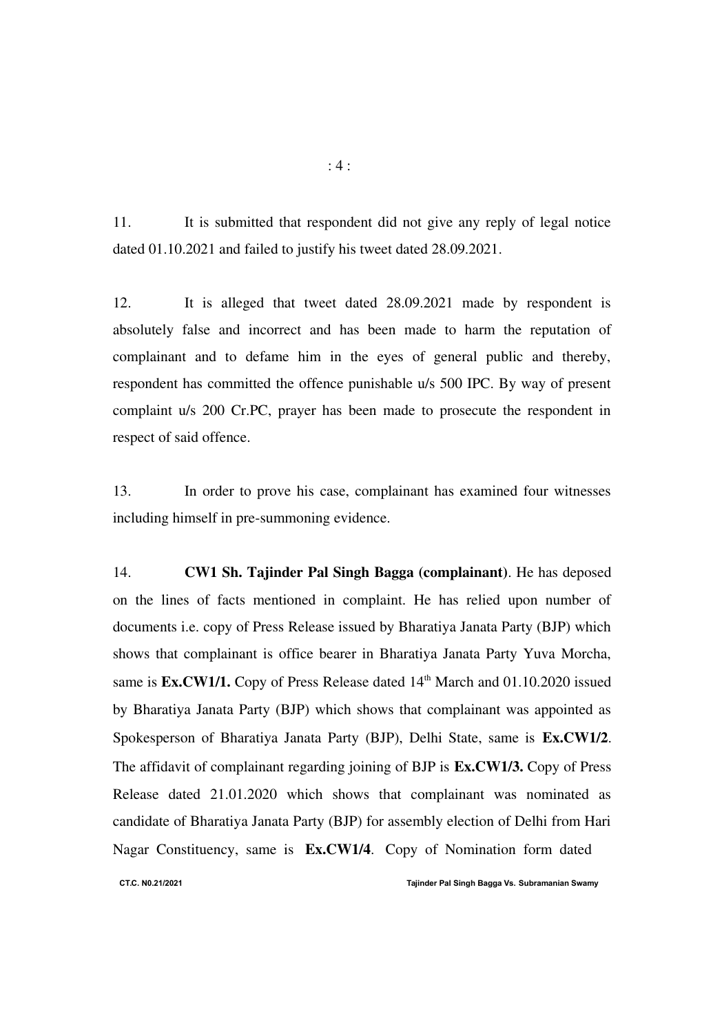11. It is submitted that respondent did not give any reply of legal notice dated 01.10.2021 and failed to justify his tweet dated 28.09.2021.

12. It is alleged that tweet dated 28.09.2021 made by respondent is absolutely false and incorrect and has been made to harm the reputation of complainant and to defame him in the eyes of general public and thereby, respondent has committed the offence punishable u/s 500 IPC. By way of present complaint u/s 200 Cr.PC, prayer has been made to prosecute the respondent in respect of said offence.

13. In order to prove his case, complainant has examined four witnesses including himself in pre-summoning evidence.

14. **CW1 Sh. Tajinder Pal Singh Bagga (complainant)**. He has deposed on the lines of facts mentioned in complaint. He has relied upon number of documents i.e. copy of Press Release issued by Bharatiya Janata Party (BJP) which shows that complainant is office bearer in Bharatiya Janata Party Yuva Morcha, same is **Ex.CW1/1.** Copy of Press Release dated 14th March and 01.10.2020 issued by Bharatiya Janata Party (BJP) which shows that complainant was appointed as Spokesperson of Bharatiya Janata Party (BJP), Delhi State, same is **Ex.CW1/2**. The affidavit of complainant regarding joining of BJP is **Ex.CW1/3.** Copy of Press Release dated 21.01.2020 which shows that complainant was nominated as candidate of Bharatiya Janata Party (BJP) for assembly election of Delhi from Hari Nagar Constituency, same is **Ex.CW1/4**. Copy of Nomination form dated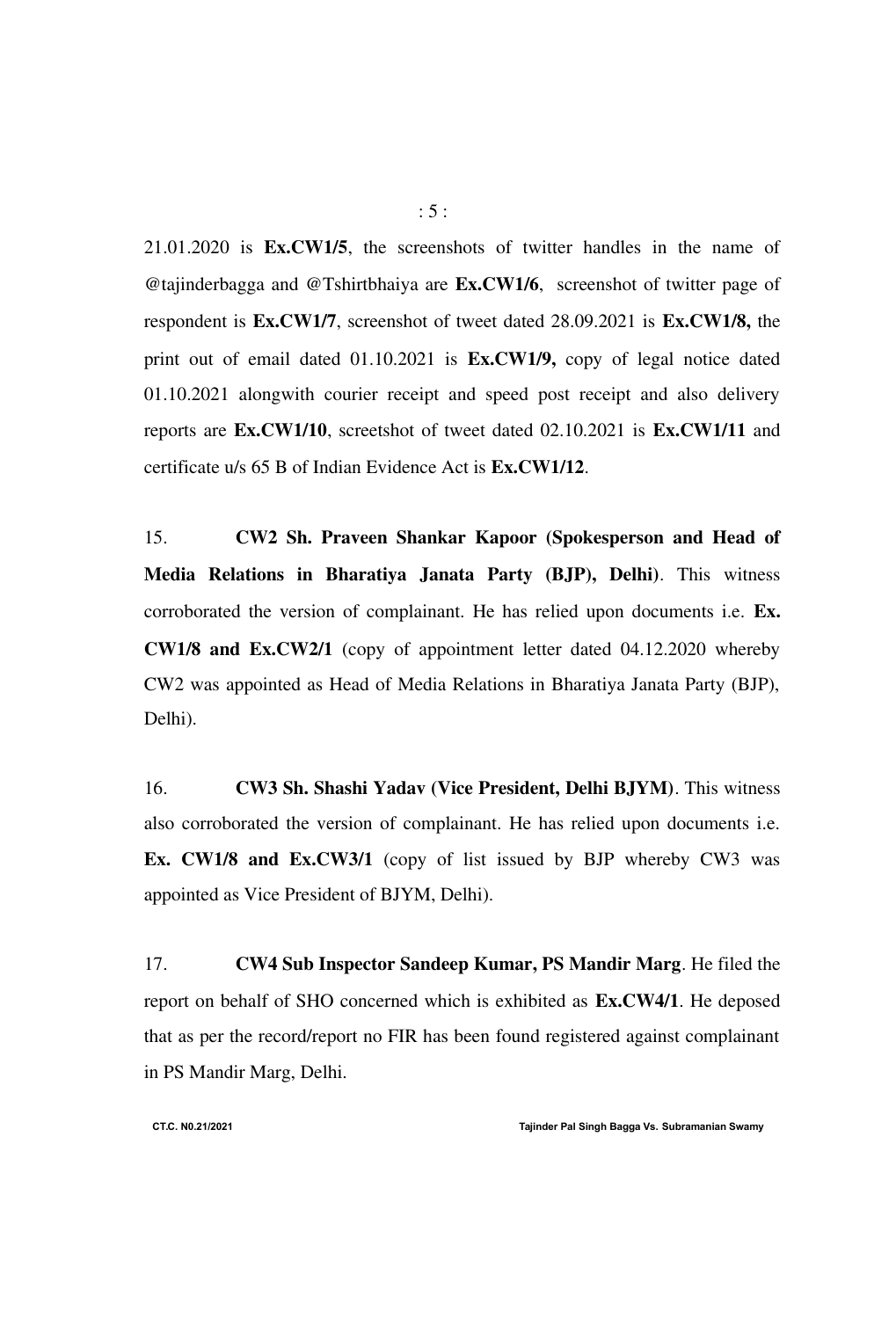21.01.2020 is **Ex.CW1/5**, the screenshots of twitter handles in the name of @tajinderbagga and @Tshirtbhaiya are **Ex.CW1/6**, screenshot of twitter page of respondent is **Ex.CW1/7**, screenshot of tweet dated 28.09.2021 is **Ex.CW1/8,** the print out of email dated 01.10.2021 is **Ex.CW1/9,** copy of legal notice dated 01.10.2021 alongwith courier receipt and speed post receipt and also delivery reports are **Ex.CW1/10**, screetshot of tweet dated 02.10.2021 is **Ex.CW1/11** and certificate u/s 65 B of Indian Evidence Act is **Ex.CW1/12**.

15. **CW2 Sh. Praveen Shankar Kapoor (Spokesperson and Head of Media Relations in Bharatiya Janata Party (BJP), Delhi)**. This witness corroborated the version of complainant. He has relied upon documents i.e. **Ex. CW1/8 and Ex.CW2/1** (copy of appointment letter dated 04.12.2020 whereby CW2 was appointed as Head of Media Relations in Bharatiya Janata Party (BJP), Delhi).

16. **CW3 Sh. Shashi Yadav (Vice President, Delhi BJYM)**. This witness also corroborated the version of complainant. He has relied upon documents i.e. **Ex. CW1/8 and Ex.CW3/1** (copy of list issued by BJP whereby CW3 was appointed as Vice President of BJYM, Delhi).

17. **CW4 Sub Inspector Sandeep Kumar, PS Mandir Marg**. He filed the report on behalf of SHO concerned which is exhibited as **Ex.CW4/1**. He deposed that as per the record/report no FIR has been found registered against complainant in PS Mandir Marg, Delhi.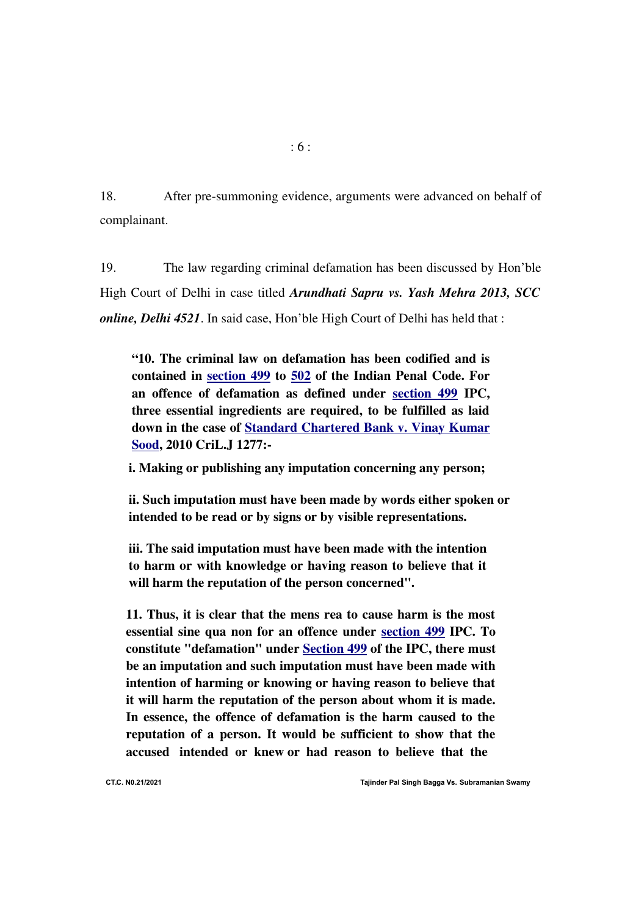18. After pre-summoning evidence, arguments were advanced on behalf of complainant.

19. The law regarding criminal defamation has been discussed by Hon'ble High Court of Delhi in case titled ***Arundhati Sapru vs. Yash Mehra 2013, SCC online, Delhi 4521***. In said case, Hon'ble High Court of Delhi has held that :

> **"10. The criminal law on defamation has been codified and is contained in section 499 to 502 of the Indian Penal Code. For an offence of defamation as defined under section 499 IPC, three essential ingredients are required, to be fulfilled as laid down in the case of Standard Chartered Bank v. Vinay Kumar Sood, 2010 CriL.J 1277:-**
>
> **i. Making or publishing any imputation concerning any person;**
>
> **ii. Such imputation must have been made by words either spoken or intended to be read or by signs or by visible representations.**
>
> **iii. The said imputation must have been made with the intention to harm or with knowledge or having reason to believe that it will harm the reputation of the person concerned".**
>
> **11. Thus, it is clear that the mens rea to cause harm is the most essential sine qua non for an offence under section 499 IPC. To constitute "defamation" under Section 499 of the IPC, there must be an imputation and such imputation must have been made with intention of harming or knowing or having reason to believe that it will harm the reputation of the person about whom it is made. In essence, the offence of defamation is the harm caused to the reputation of a person. It would be sufficient to show that the accused intended or knew or had reason to believe that the**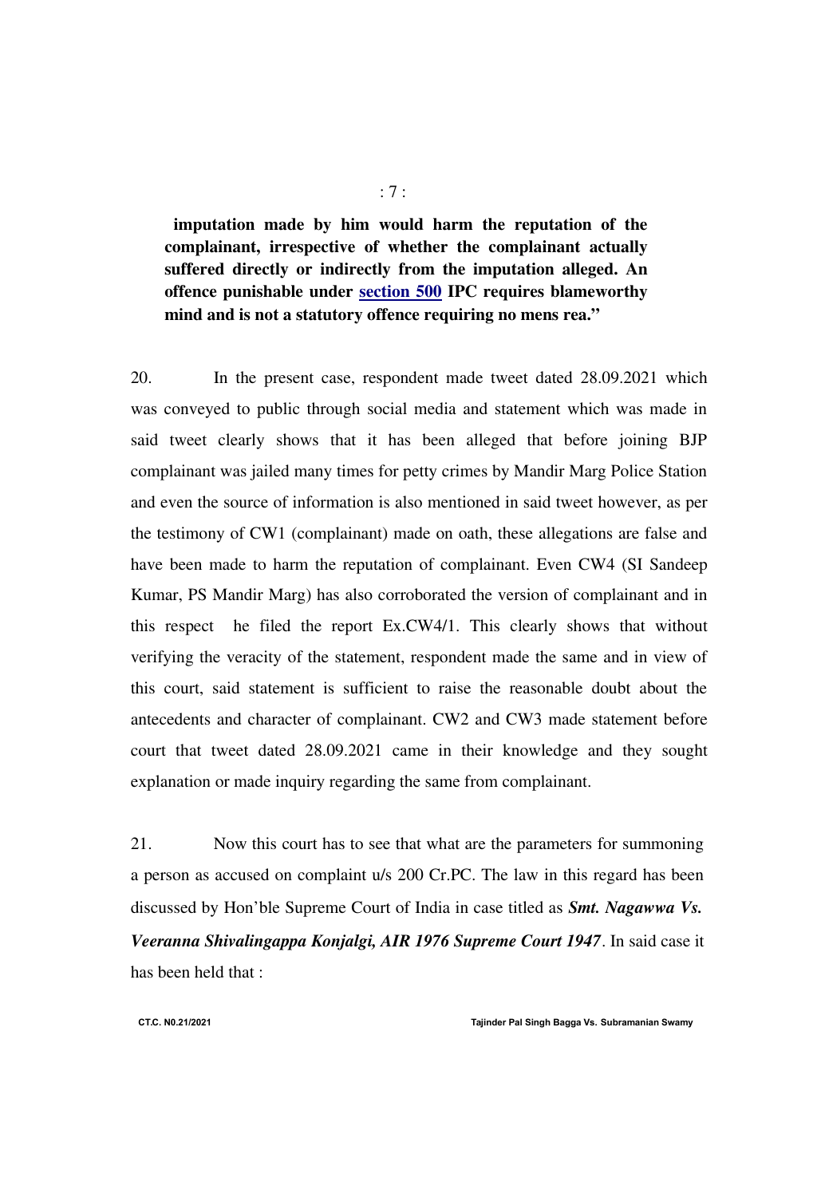**imputation made by him would harm the reputation of the complainant, irrespective of whether the complainant actually suffered directly or indirectly from the imputation alleged. An offence punishable under section 500 IPC requires blameworthy mind and is not a statutory offence requiring no mens rea."**

20. In the present case, respondent made tweet dated 28.09.2021 which was conveyed to public through social media and statement which was made in said tweet clearly shows that it has been alleged that before joining BJP complainant was jailed many times for petty crimes by Mandir Marg Police Station and even the source of information is also mentioned in said tweet however, as per the testimony of CW1 (complainant) made on oath, these allegations are false and have been made to harm the reputation of complainant. Even CW4 (SI Sandeep Kumar, PS Mandir Marg) has also corroborated the version of complainant and in this respect he filed the report Ex.CW4/1. This clearly shows that without verifying the veracity of the statement, respondent made the same and in view of this court, said statement is sufficient to raise the reasonable doubt about the antecedents and character of complainant. CW2 and CW3 made statement before court that tweet dated 28.09.2021 came in their knowledge and they sought explanation or made inquiry regarding the same from complainant.

21. Now this court has to see that what are the parameters for summoning a person as accused on complaint u/s 200 Cr.PC. The law in this regard has been discussed by Hon'ble Supreme Court of India in case titled as ***Smt. Nagawwa Vs. Veeranna Shivalingappa Konjalgi, AIR 1976 Supreme Court 1947***. In said case it has been held that :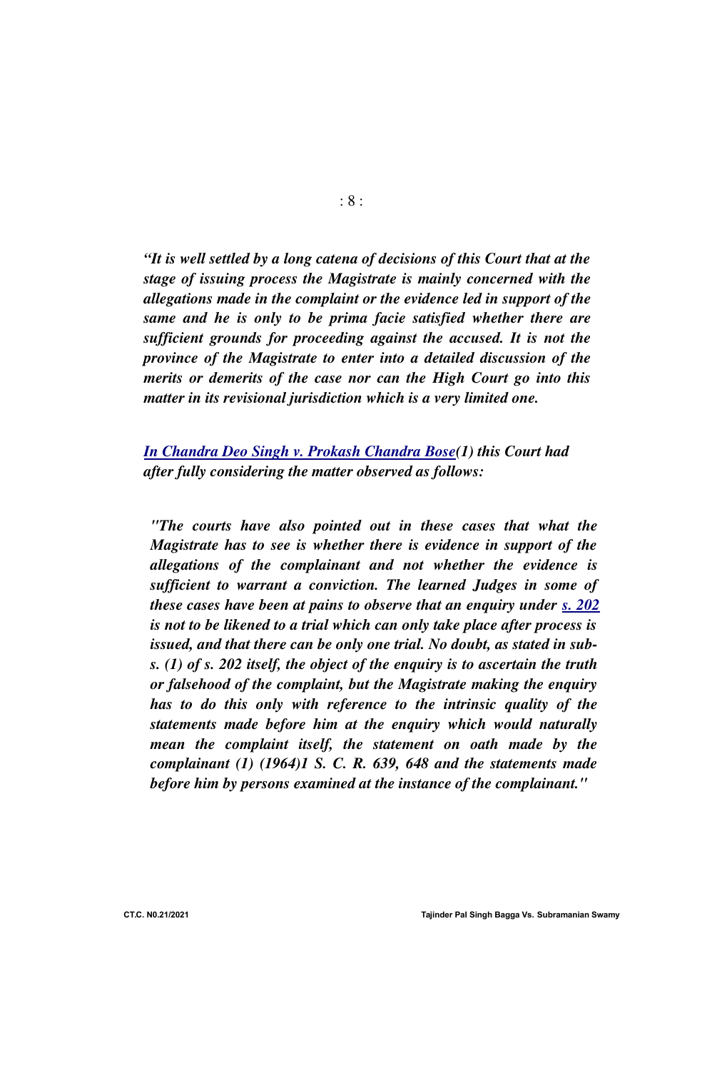*"It is well settled by a long catena of decisions of this Court that at the stage of issuing process the Magistrate is mainly concerned with the allegations made in the complaint or the evidence led in support of the same and he is only to be prima facie satisfied whether there are sufficient grounds for proceeding against the accused. It is not the province of the Magistrate to enter into a detailed discussion of the merits or demerits of the case nor can the High Court go into this matter in its revisional jurisdiction which is a very limited one.*

***In Chandra Deo Singh v. Prokash Chandra Bose(1) this Court had after fully considering the matter observed as follows:***

> *"The courts have also pointed out in these cases that what the Magistrate has to see is whether there is evidence in support of the allegations of the complainant and not whether the evidence is sufficient to warrant a conviction. The learned Judges in some of these cases have been at pains to observe that an enquiry under s. 202 is not to be likened to a trial which can only take place after process is issued, and that there can be only one trial. No doubt, as stated in sub-s. (1) of s. 202 itself, the object of the enquiry is to ascertain the truth or falsehood of the complaint, but the Magistrate making the enquiry has to do this only with reference to the intrinsic quality of the statements made before him at the enquiry which would naturally mean the complaint itself, the statement on oath made by the complainant (1) (1964)1 S. C. R. 639, 648 and the statements made before him by persons examined at the instance of the complainant."*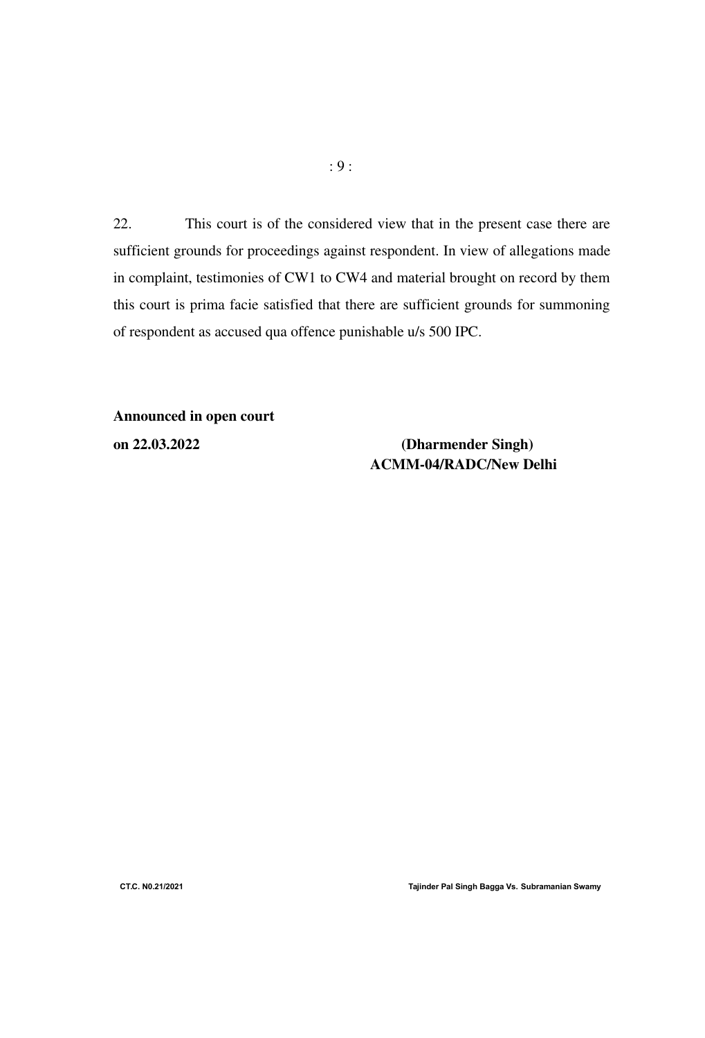22. This court is of the considered view that in the present case there are sufficient grounds for proceedings against respondent. In view of allegations made in complaint, testimonies of CW1 to CW4 and material brought on record by them this court is prima facie satisfied that there are sufficient grounds for summoning of respondent as accused qua offence punishable u/s 500 IPC.

**Announced in open court**
**on 22.03.2022**

**(Dharmender Singh)**
**ACMM-04/RADC/New Delhi**